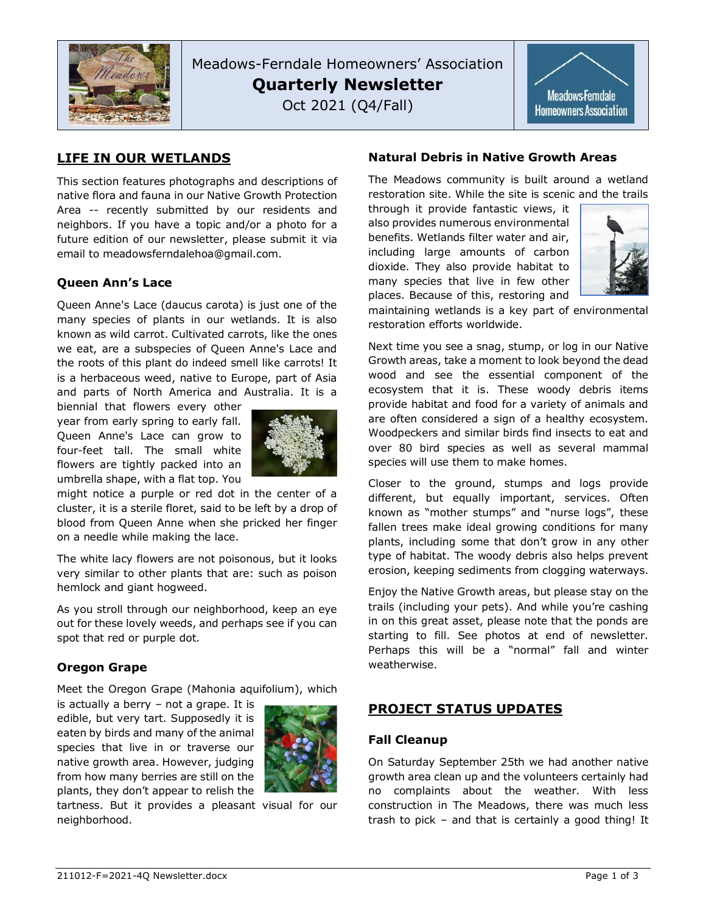Meadows-Ferndale Homeowners' Association

# Quarterly Newsletter

Oct 2021 (Q4/Fall)

## LIFE IN OUR WETLANDS

This section features photographs and descriptions of native flora and fauna in our Native Growth Protection Area -- recently submitted by our residents and neighbors. If you have a topic and/or a photo for a future edition of our newsletter, please submit it via email to meadowsferndalehoa@gmail.com.

### Queen Ann's Lace

Queen Anne's Lace (daucus carota) is just one of the many species of plants in our wetlands. It is also known as wild carrot. Cultivated carrots, like the ones we eat, are a subspecies of Queen Anne's Lace and the roots of this plant do indeed smell like carrots! It is a herbaceous weed, native to Europe, part of Asia and parts of North America and Australia. It is a biennial that flowers every other year from early spring to early fall. Queen Anne's Lace can grow to four-feet tall. The small white flowers are tightly packed into an umbrella shape, with a flat top. You might notice a purple or red dot in the center of a cluster, it is a sterile floret, said to be left by a drop of blood from Queen Anne when she pricked her finger on a needle while making the lace.

The white lacy flowers are not poisonous, but it looks very similar to other plants that are: such as poison hemlock and giant hogweed.

As you stroll through our neighborhood, keep an eye out for these lovely weeds, and perhaps see if you can spot that red or purple dot.

### Oregon Grape

Meet the Oregon Grape (Mahonia aquifolium), which is actually a berry – not a grape. It is edible, but very tart. Supposedly it is eaten by birds and many of the animal species that live in or traverse our native growth area. However, judging from how many berries are still on the plants, they don't appear to relish the tartness. But it provides a pleasant visual for our neighborhood.

### Natural Debris in Native Growth Areas

The Meadows community is built around a wetland restoration site. While the site is scenic and the trails through it provide fantastic views, it also provides numerous environmental benefits. Wetlands filter water and air, including large amounts of carbon dioxide. They also provide habitat to many species that live in few other places. Because of this, restoring and maintaining wetlands is a key part of environmental restoration efforts worldwide.

Next time you see a snag, stump, or log in our Native Growth areas, take a moment to look beyond the dead wood and see the essential component of the ecosystem that it is. These woody debris items provide habitat and food for a variety of animals and are often considered a sign of a healthy ecosystem. Woodpeckers and similar birds find insects to eat and over 80 bird species as well as several mammal species will use them to make homes.

Closer to the ground, stumps and logs provide different, but equally important, services. Often known as "mother stumps" and "nurse logs", these fallen trees make ideal growing conditions for many plants, including some that don't grow in any other type of habitat. The woody debris also helps prevent erosion, keeping sediments from clogging waterways.

Enjoy the Native Growth areas, but please stay on the trails (including your pets). And while you're cashing in on this great asset, please note that the ponds are starting to fill. See photos at end of newsletter. Perhaps this will be a "normal" fall and winter weatherwise.

## PROJECT STATUS UPDATES

### Fall Cleanup

On Saturday September 25th we had another native growth area clean up and the volunteers certainly had no complaints about the weather. With less construction in The Meadows, there was much less trash to pick – and that is certainly a good thing! It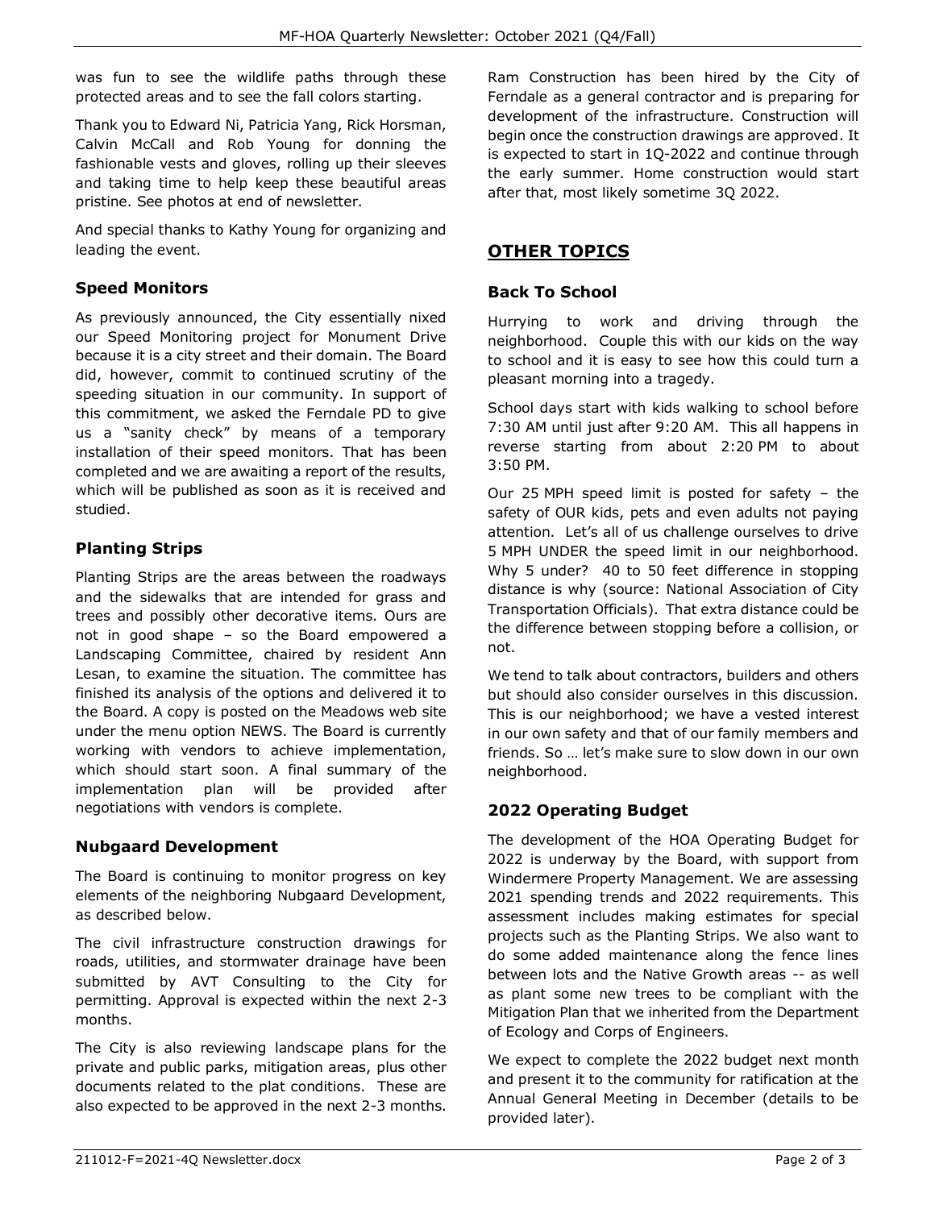was fun to see the wildlife paths through these protected areas and to see the fall colors starting.

Thank you to Edward Ni, Patricia Yang, Rick Horsman, Calvin McCall and Rob Young for donning the fashionable vests and gloves, rolling up their sleeves and taking time to help keep these beautiful areas pristine. See photos at end of newsletter.

And special thanks to Kathy Young for organizing and leading the event.

### Speed Monitors

As previously announced, the City essentially nixed our Speed Monitoring project for Monument Drive because it is a city street and their domain. The Board did, however, commit to continued scrutiny of the speeding situation in our community. In support of this commitment, we asked the Ferndale PD to give us a "sanity check" by means of a temporary installation of their speed monitors. That has been completed and we are awaiting a report of the results, which will be published as soon as it is received and studied.

### Planting Strips

Planting Strips are the areas between the roadways and the sidewalks that are intended for grass and trees and possibly other decorative items. Ours are not in good shape – so the Board empowered a Landscaping Committee, chaired by resident Ann Lesan, to examine the situation. The committee has finished its analysis of the options and delivered it to the Board. A copy is posted on the Meadows web site under the menu option NEWS. The Board is currently working with vendors to achieve implementation, which should start soon. A final summary of the implementation plan will be provided after negotiations with vendors is complete.

### Nubgaard Development

The Board is continuing to monitor progress on key elements of the neighboring Nubgaard Development, as described below.

The civil infrastructure construction drawings for roads, utilities, and stormwater drainage have been submitted by AVT Consulting to the City for permitting. Approval is expected within the next 2-3 months.

The City is also reviewing landscape plans for the private and public parks, mitigation areas, plus other documents related to the plat conditions. These are also expected to be approved in the next 2-3 months.

Ram Construction has been hired by the City of Ferndale as a general contractor and is preparing for development of the infrastructure. Construction will begin once the construction drawings are approved. It is expected to start in 1Q-2022 and continue through the early summer. Home construction would start after that, most likely sometime 3Q 2022.

## OTHER TOPICS

### Back To School

Hurrying to work and driving through the neighborhood. Couple this with our kids on the way to school and it is easy to see how this could turn a pleasant morning into a tragedy.

School days start with kids walking to school before 7:30 AM until just after 9:20 AM. This all happens in reverse starting from about 2:20 PM to about 3:50 PM.

Our 25 MPH speed limit is posted for safety – the safety of OUR kids, pets and even adults not paying attention. Let's all of us challenge ourselves to drive 5 MPH UNDER the speed limit in our neighborhood. Why 5 under? 40 to 50 feet difference in stopping distance is why (source: National Association of City Transportation Officials). That extra distance could be the difference between stopping before a collision, or not.

We tend to talk about contractors, builders and others but should also consider ourselves in this discussion. This is our neighborhood; we have a vested interest in our own safety and that of our family members and friends. So … let's make sure to slow down in our own neighborhood.

### 2022 Operating Budget

The development of the HOA Operating Budget for 2022 is underway by the Board, with support from Windermere Property Management. We are assessing 2021 spending trends and 2022 requirements. This assessment includes making estimates for special projects such as the Planting Strips. We also want to do some added maintenance along the fence lines between lots and the Native Growth areas -- as well as plant some new trees to be compliant with the Mitigation Plan that we inherited from the Department of Ecology and Corps of Engineers.

We expect to complete the 2022 budget next month and present it to the community for ratification at the Annual General Meeting in December (details to be provided later).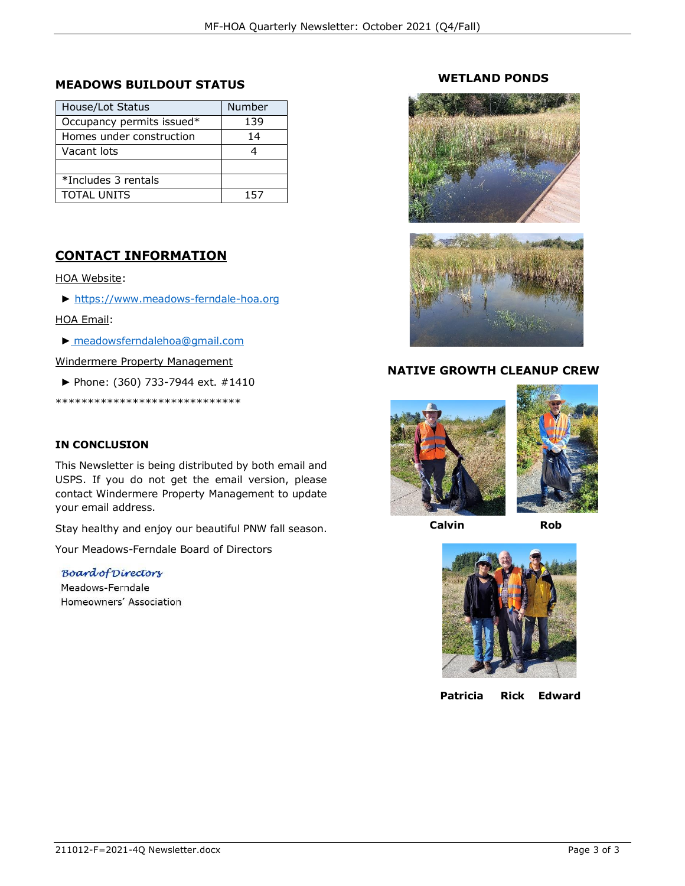### MEADOWS BUILDOUT STATUS

| House/Lot Status | Number |
|---|---|
| Occupancy permits issued* | 139 |
| Homes under construction | 14 |
| Vacant lots | 4 |
| | |
| *Includes 3 rentals | |
| TOTAL UNITS | 157 |

## CONTACT INFORMATION

HOA Website:

► https://www.meadows-ferndale-hoa.org

HOA Email:

► meadowsferndalehoa@gmail.com

Windermere Property Management

► Phone: (360) 733-7944 ext. #1410

*****************************

### IN CONCLUSION

This Newsletter is being distributed by both email and USPS. If you do not get the email version, please contact Windermere Property Management to update your email address.

Stay healthy and enjoy our beautiful PNW fall season.

Your Meadows-Ferndale Board of Directors

*Board of Directors*
Meadows-Ferndale
Homeowners' Association

### WETLAND PONDS

### NATIVE GROWTH CLEANUP CREW

**Calvin** **Rob**

**Patricia** **Rick** **Edward**